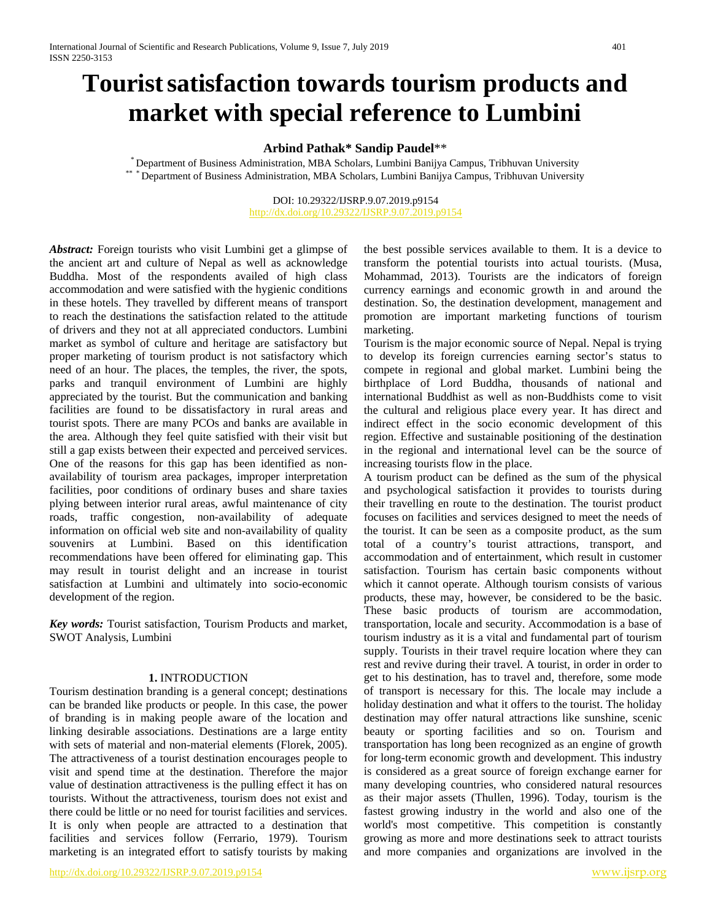# Tourist satisfaction towards tourism products and market with special reference to Lumbini

**Arbind Pathak\* Sandip Paudel\*\***

\* Department of Business Administration, MBA Scholars, Lumbini Banijya Campus, Tribhuvan University
\*\* \* Department of Business Administration, MBA Scholars, Lumbini Banijya Campus, Tribhuvan University

DOI: 10.29322/IJSRP.9.07.2019.p9154
http://dx.doi.org/10.29322/IJSRP.9.07.2019.p9154

***Abstract:*** Foreign tourists who visit Lumbini get a glimpse of the ancient art and culture of Nepal as well as acknowledge Buddha. Most of the respondents availed of high class accommodation and were satisfied with the hygienic conditions in these hotels. They travelled by different means of transport to reach the destinations the satisfaction related to the attitude of drivers and they not at all appreciated conductors. Lumbini market as symbol of culture and heritage are satisfactory but proper marketing of tourism product is not satisfactory which need of an hour. The places, the temples, the river, the spots, parks and tranquil environment of Lumbini are highly appreciated by the tourist. But the communication and banking facilities are found to be dissatisfactory in rural areas and tourist spots. There are many PCOs and banks are available in the area. Although they feel quite satisfied with their visit but still a gap exists between their expected and perceived services. One of the reasons for this gap has been identified as non-availability of tourism area packages, improper interpretation facilities, poor conditions of ordinary buses and share taxies plying between interior rural areas, awful maintenance of city roads, traffic congestion, non-availability of adequate information on official web site and non-availability of quality souvenirs at Lumbini. Based on this identification recommendations have been offered for eliminating gap. This may result in tourist delight and an increase in tourist satisfaction at Lumbini and ultimately into socio-economic development of the region.

***Key words:*** Tourist satisfaction, Tourism Products and market, SWOT Analysis, Lumbini

## 1. INTRODUCTION

Tourism destination branding is a general concept; destinations can be branded like products or people. In this case, the power of branding is in making people aware of the location and linking desirable associations. Destinations are a large entity with sets of material and non-material elements (Florek, 2005). The attractiveness of a tourist destination encourages people to visit and spend time at the destination. Therefore the major value of destination attractiveness is the pulling effect it has on tourists. Without the attractiveness, tourism does not exist and there could be little or no need for tourist facilities and services. It is only when people are attracted to a destination that facilities and services follow (Ferrario, 1979). Tourism marketing is an integrated effort to satisfy tourists by making the best possible services available to them. It is a device to transform the potential tourists into actual tourists. (Musa, Mohammad, 2013). Tourists are the indicators of foreign currency earnings and economic growth in and around the destination. So, the destination development, management and promotion are important marketing functions of tourism marketing.

Tourism is the major economic source of Nepal. Nepal is trying to develop its foreign currencies earning sector's status to compete in regional and global market. Lumbini being the birthplace of Lord Buddha, thousands of national and international Buddhist as well as non-Buddhists come to visit the cultural and religious place every year. It has direct and indirect effect in the socio economic development of this region. Effective and sustainable positioning of the destination in the regional and international level can be the source of increasing tourists flow in the place.

A tourism product can be defined as the sum of the physical and psychological satisfaction it provides to tourists during their travelling en route to the destination. The tourist product focuses on facilities and services designed to meet the needs of the tourist. It can be seen as a composite product, as the sum total of a country's tourist attractions, transport, and accommodation and of entertainment, which result in customer satisfaction. Tourism has certain basic components without which it cannot operate. Although tourism consists of various products, these may, however, be considered to be the basic. These basic products of tourism are accommodation, transportation, locale and security. Accommodation is a base of tourism industry as it is a vital and fundamental part of tourism supply. Tourists in their travel require location where they can rest and revive during their travel. A tourist, in order in order to get to his destination, has to travel and, therefore, some mode of transport is necessary for this. The locale may include a holiday destination and what it offers to the tourist. The holiday destination may offer natural attractions like sunshine, scenic beauty or sporting facilities and so on. Tourism and transportation has long been recognized as an engine of growth for long-term economic growth and development. This industry is considered as a great source of foreign exchange earner for many developing countries, who considered natural resources as their major assets (Thullen, 1996). Today, tourism is the fastest growing industry in the world and also one of the world's most competitive. This competition is constantly growing as more and more destinations seek to attract tourists and more companies and organizations are involved in the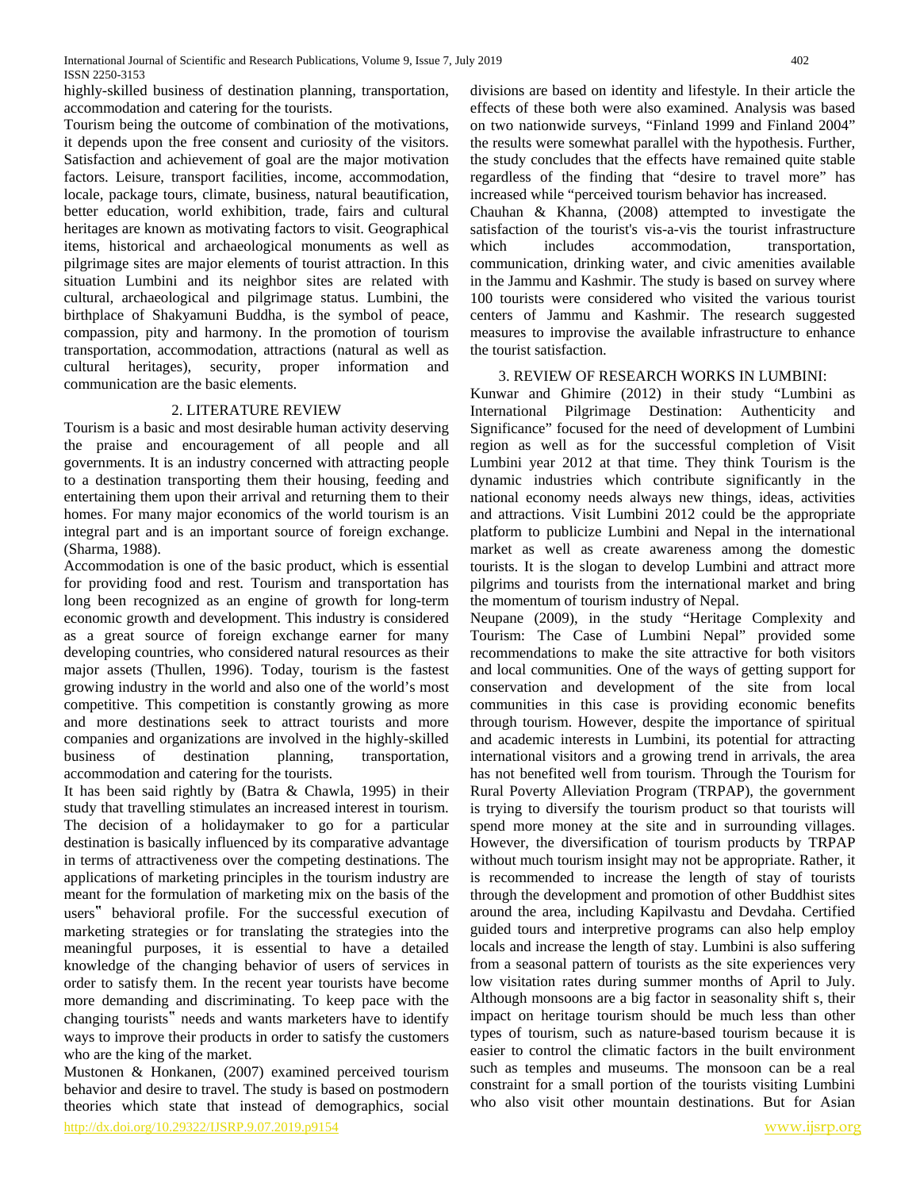highly-skilled business of destination planning, transportation, accommodation and catering for the tourists.

Tourism being the outcome of combination of the motivations, it depends upon the free consent and curiosity of the visitors. Satisfaction and achievement of goal are the major motivation factors. Leisure, transport facilities, income, accommodation, locale, package tours, climate, business, natural beautification, better education, world exhibition, trade, fairs and cultural heritages are known as motivating factors to visit. Geographical items, historical and archaeological monuments as well as pilgrimage sites are major elements of tourist attraction. In this situation Lumbini and its neighbor sites are related with cultural, archaeological and pilgrimage status. Lumbini, the birthplace of Shakyamuni Buddha, is the symbol of peace, compassion, pity and harmony. In the promotion of tourism transportation, accommodation, attractions (natural as well as cultural heritages), security, proper information and communication are the basic elements.

## 2. LITERATURE REVIEW

Tourism is a basic and most desirable human activity deserving the praise and encouragement of all people and all governments. It is an industry concerned with attracting people to a destination transporting them their housing, feeding and entertaining them upon their arrival and returning them to their homes. For many major economics of the world tourism is an integral part and is an important source of foreign exchange. (Sharma, 1988).

Accommodation is one of the basic product, which is essential for providing food and rest. Tourism and transportation has long been recognized as an engine of growth for long-term economic growth and development. This industry is considered as a great source of foreign exchange earner for many developing countries, who considered natural resources as their major assets (Thullen, 1996). Today, tourism is the fastest growing industry in the world and also one of the world's most competitive. This competition is constantly growing as more and more destinations seek to attract tourists and more companies and organizations are involved in the highly-skilled business of destination planning, transportation, accommodation and catering for the tourists.

It has been said rightly by (Batra & Chawla, 1995) in their study that travelling stimulates an increased interest in tourism. The decision of a holidaymaker to go for a particular destination is basically influenced by its comparative advantage in terms of attractiveness over the competing destinations. The applications of marketing principles in the tourism industry are meant for the formulation of marketing mix on the basis of the users" behavioral profile. For the successful execution of marketing strategies or for translating the strategies into the meaningful purposes, it is essential to have a detailed knowledge of the changing behavior of users of services in order to satisfy them. In the recent year tourists have become more demanding and discriminating. To keep pace with the changing tourists" needs and wants marketers have to identify ways to improve their products in order to satisfy the customers who are the king of the market.

Mustonen & Honkanen, (2007) examined perceived tourism behavior and desire to travel. The study is based on postmodern theories which state that instead of demographics, social divisions are based on identity and lifestyle. In their article the effects of these both were also examined. Analysis was based on two nationwide surveys, "Finland 1999 and Finland 2004" the results were somewhat parallel with the hypothesis. Further, the study concludes that the effects have remained quite stable regardless of the finding that "desire to travel more" has increased while "perceived tourism behavior has increased.

Chauhan & Khanna, (2008) attempted to investigate the satisfaction of the tourist's vis-a-vis the tourist infrastructure which includes accommodation, transportation, communication, drinking water, and civic amenities available in the Jammu and Kashmir. The study is based on survey where 100 tourists were considered who visited the various tourist centers of Jammu and Kashmir. The research suggested measures to improvise the available infrastructure to enhance the tourist satisfaction.

## 3. REVIEW OF RESEARCH WORKS IN LUMBINI:

Kunwar and Ghimire (2012) in their study "Lumbini as International Pilgrimage Destination: Authenticity and Significance" focused for the need of development of Lumbini region as well as for the successful completion of Visit Lumbini year 2012 at that time. They think Tourism is the dynamic industries which contribute significantly in the national economy needs always new things, ideas, activities and attractions. Visit Lumbini 2012 could be the appropriate platform to publicize Lumbini and Nepal in the international market as well as create awareness among the domestic tourists. It is the slogan to develop Lumbini and attract more pilgrims and tourists from the international market and bring the momentum of tourism industry of Nepal.

Neupane (2009), in the study "Heritage Complexity and Tourism: The Case of Lumbini Nepal" provided some recommendations to make the site attractive for both visitors and local communities. One of the ways of getting support for conservation and development of the site from local communities in this case is providing economic benefits through tourism. However, despite the importance of spiritual and academic interests in Lumbini, its potential for attracting international visitors and a growing trend in arrivals, the area has not benefited well from tourism. Through the Tourism for Rural Poverty Alleviation Program (TRPAP), the government is trying to diversify the tourism product so that tourists will spend more money at the site and in surrounding villages. However, the diversification of tourism products by TRPAP without much tourism insight may not be appropriate. Rather, it is recommended to increase the length of stay of tourists through the development and promotion of other Buddhist sites around the area, including Kapilvastu and Devdaha. Certified guided tours and interpretive programs can also help employ locals and increase the length of stay. Lumbini is also suffering from a seasonal pattern of tourists as the site experiences very low visitation rates during summer months of April to July. Although monsoons are a big factor in seasonality shift s, their impact on heritage tourism should be much less than other types of tourism, such as nature-based tourism because it is easier to control the climatic factors in the built environment such as temples and museums. The monsoon can be a real constraint for a small portion of the tourists visiting Lumbini who also visit other mountain destinations. But for Asian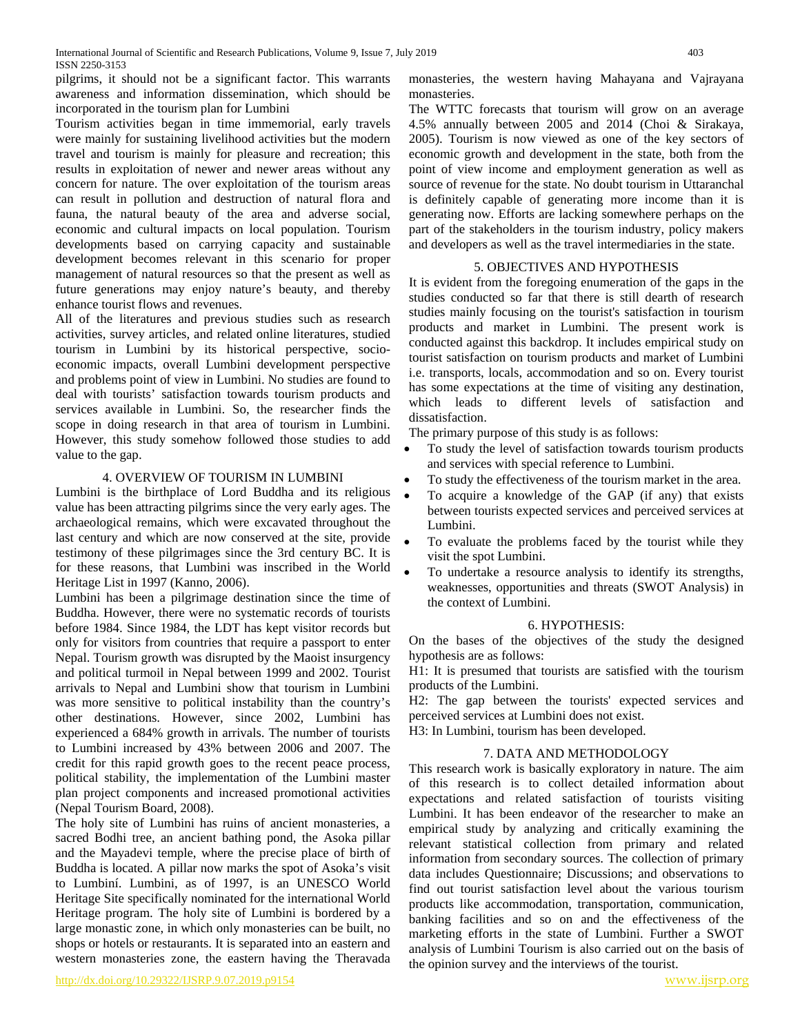pilgrims, it should not be a significant factor. This warrants awareness and information dissemination, which should be incorporated in the tourism plan for Lumbini

Tourism activities began in time immemorial, early travels were mainly for sustaining livelihood activities but the modern travel and tourism is mainly for pleasure and recreation; this results in exploitation of newer and newer areas without any concern for nature. The over exploitation of the tourism areas can result in pollution and destruction of natural flora and fauna, the natural beauty of the area and adverse social, economic and cultural impacts on local population. Tourism developments based on carrying capacity and sustainable development becomes relevant in this scenario for proper management of natural resources so that the present as well as future generations may enjoy nature's beauty, and thereby enhance tourist flows and revenues.

All of the literatures and previous studies such as research activities, survey articles, and related online literatures, studied tourism in Lumbini by its historical perspective, socio-economic impacts, overall Lumbini development perspective and problems point of view in Lumbini. No studies are found to deal with tourists' satisfaction towards tourism products and services available in Lumbini. So, the researcher finds the scope in doing research in that area of tourism in Lumbini. However, this study somehow followed those studies to add value to the gap.

## 4. OVERVIEW OF TOURISM IN LUMBINI

Lumbini is the birthplace of Lord Buddha and its religious value has been attracting pilgrims since the very early ages. The archaeological remains, which were excavated throughout the last century and which are now conserved at the site, provide testimony of these pilgrimages since the 3rd century BC. It is for these reasons, that Lumbini was inscribed in the World Heritage List in 1997 (Kanno, 2006).

Lumbini has been a pilgrimage destination since the time of Buddha. However, there were no systematic records of tourists before 1984. Since 1984, the LDT has kept visitor records but only for visitors from countries that require a passport to enter Nepal. Tourism growth was disrupted by the Maoist insurgency and political turmoil in Nepal between 1999 and 2002. Tourist arrivals to Nepal and Lumbini show that tourism in Lumbini was more sensitive to political instability than the country's other destinations. However, since 2002, Lumbini has experienced a 684% growth in arrivals. The number of tourists to Lumbini increased by 43% between 2006 and 2007. The credit for this rapid growth goes to the recent peace process, political stability, the implementation of the Lumbini master plan project components and increased promotional activities (Nepal Tourism Board, 2008).

The holy site of Lumbini has ruins of ancient monasteries, a sacred Bodhi tree, an ancient bathing pond, the Asoka pillar and the Mayadevi temple, where the precise place of birth of Buddha is located. A pillar now marks the spot of Asoka's visit to Lumbiní. Lumbini, as of 1997, is an UNESCO World Heritage Site specifically nominated for the international World Heritage program. The holy site of Lumbini is bordered by a large monastic zone, in which only monasteries can be built, no shops or hotels or restaurants. It is separated into an eastern and western monasteries zone, the eastern having the Theravada monasteries, the western having Mahayana and Vajrayana monasteries.

The WTTC forecasts that tourism will grow on an average 4.5% annually between 2005 and 2014 (Choi & Sirakaya, 2005). Tourism is now viewed as one of the key sectors of economic growth and development in the state, both from the point of view income and employment generation as well as source of revenue for the state. No doubt tourism in Uttaranchal is definitely capable of generating more income than it is generating now. Efforts are lacking somewhere perhaps on the part of the stakeholders in the tourism industry, policy makers and developers as well as the travel intermediaries in the state.

## 5. OBJECTIVES AND HYPOTHESIS

It is evident from the foregoing enumeration of the gaps in the studies conducted so far that there is still dearth of research studies mainly focusing on the tourist's satisfaction in tourism products and market in Lumbini. The present work is conducted against this backdrop. It includes empirical study on tourist satisfaction on tourism products and market of Lumbini i.e. transports, locals, accommodation and so on. Every tourist has some expectations at the time of visiting any destination, which leads to different levels of satisfaction and dissatisfaction.

The primary purpose of this study is as follows:

- To study the level of satisfaction towards tourism products and services with special reference to Lumbini.
- To study the effectiveness of the tourism market in the area.
- To acquire a knowledge of the GAP (if any) that exists between tourists expected services and perceived services at Lumbini.
- To evaluate the problems faced by the tourist while they visit the spot Lumbini.
- To undertake a resource analysis to identify its strengths, weaknesses, opportunities and threats (SWOT Analysis) in the context of Lumbini.

## 6. HYPOTHESIS:

On the bases of the objectives of the study the designed hypothesis are as follows:

H1: It is presumed that tourists are satisfied with the tourism products of the Lumbini.

H2: The gap between the tourists' expected services and perceived services at Lumbini does not exist.

H3: In Lumbini, tourism has been developed.

## 7. DATA AND METHODOLOGY

This research work is basically exploratory in nature. The aim of this research is to collect detailed information about expectations and related satisfaction of tourists visiting Lumbini. It has been endeavor of the researcher to make an empirical study by analyzing and critically examining the relevant statistical collection from primary and related information from secondary sources. The collection of primary data includes Questionnaire; Discussions; and observations to find out tourist satisfaction level about the various tourism products like accommodation, transportation, communication, banking facilities and so on and the effectiveness of the marketing efforts in the state of Lumbini. Further a SWOT analysis of Lumbini Tourism is also carried out on the basis of the opinion survey and the interviews of the tourist.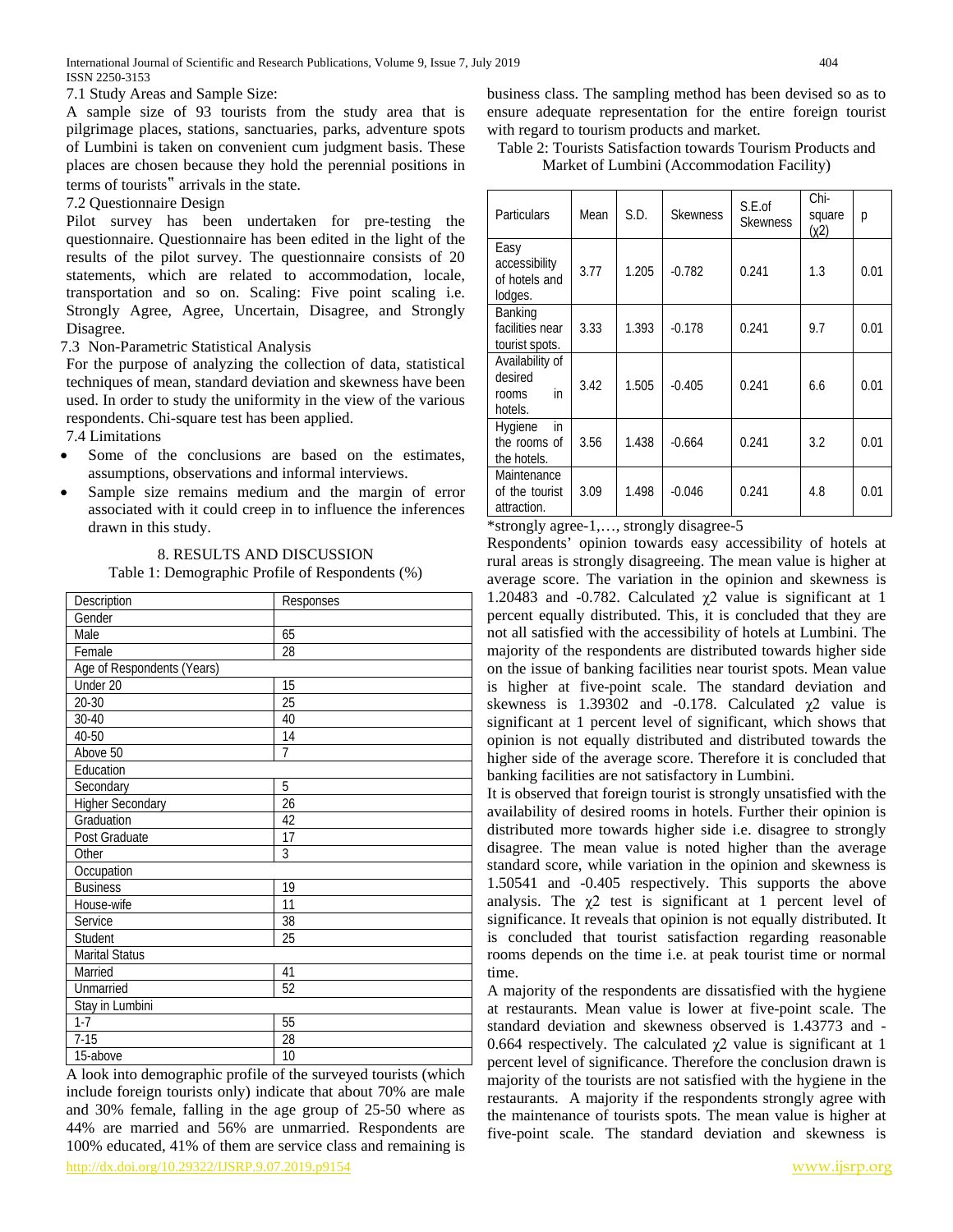7.1 Study Areas and Sample Size:

A sample size of 93 tourists from the study area that is pilgrimage places, stations, sanctuaries, parks, adventure spots of Lumbini is taken on convenient cum judgment basis. These places are chosen because they hold the perennial positions in terms of tourists" arrivals in the state.

7.2 Questionnaire Design

Pilot survey has been undertaken for pre-testing the questionnaire. Questionnaire has been edited in the light of the results of the pilot survey. The questionnaire consists of 20 statements, which are related to accommodation, locale, transportation and so on. Scaling: Five point scaling i.e. Strongly Agree, Agree, Uncertain, Disagree, and Strongly Disagree.

7.3 Non-Parametric Statistical Analysis

For the purpose of analyzing the collection of data, statistical techniques of mean, standard deviation and skewness have been used. In order to study the uniformity in the view of the various respondents. Chi-square test has been applied.

7.4 Limitations

- Some of the conclusions are based on the estimates, assumptions, observations and informal interviews.
- Sample size remains medium and the margin of error associated with it could creep in to influence the inferences drawn in this study.

## 8. RESULTS AND DISCUSSION

Table 1: Demographic Profile of Respondents (%)

| Description | Responses |
|---|---|
| Gender | |
| Male | 65 |
| Female | 28 |
| Age of Respondents (Years) | |
| Under 20 | 15 |
| 20-30 | 25 |
| 30-40 | 40 |
| 40-50 | 14 |
| Above 50 | 7 |
| Education | |
| Secondary | 5 |
| Higher Secondary | 26 |
| Graduation | 42 |
| Post Graduate | 17 |
| Other | 3 |
| Occupation | |
| Business | 19 |
| House-wife | 11 |
| Service | 38 |
| Student | 25 |
| Marital Status | |
| Married | 41 |
| Unmarried | 52 |
| Stay in Lumbini | |
| 1-7 | 55 |
| 7-15 | 28 |
| 15-above | 10 |

A look into demographic profile of the surveyed tourists (which include foreign tourists only) indicate that about 70% are male and 30% female, falling in the age group of 25-50 where as 44% are married and 56% are unmarried. Respondents are 100% educated, 41% of them are service class and remaining is business class. The sampling method has been devised so as to ensure adequate representation for the entire foreign tourist with regard to tourism products and market.

Table 2: Tourists Satisfaction towards Tourism Products and Market of Lumbini (Accommodation Facility)

| Particulars | Mean | S.D. | Skewness | S.E.of Skewness | Chi-square ($\chi 2$) | p |
|---|---|---|---|---|---|---|
| Easy accessibility of hotels and lodges. | 3.77 | 1.205 | -0.782 | 0.241 | 1.3 | 0.01 |
| Banking facilities near tourist spots. | 3.33 | 1.393 | -0.178 | 0.241 | 9.7 | 0.01 |
| Availability of desired rooms in hotels. | 3.42 | 1.505 | -0.405 | 0.241 | 6.6 | 0.01 |
| Hygiene in the rooms of the hotels. | 3.56 | 1.438 | -0.664 | 0.241 | 3.2 | 0.01 |
| Maintenance of the tourist attraction. | 3.09 | 1.498 | -0.046 | 0.241 | 4.8 | 0.01 |

*strongly agree-1,…, strongly disagree-5

Respondents' opinion towards easy accessibility of hotels at rural areas is strongly disagreeing. The mean value is higher at average score. The variation in the opinion and skewness is 1.20483 and -0.782. Calculated $\chi 2$ value is significant at 1 percent equally distributed. This, it is concluded that they are not all satisfied with the accessibility of hotels at Lumbini. The majority of the respondents are distributed towards higher side on the issue of banking facilities near tourist spots. Mean value is higher at five-point scale. The standard deviation and skewness is 1.39302 and -0.178. Calculated $\chi 2$ value is significant at 1 percent level of significant, which shows that opinion is not equally distributed and distributed towards the higher side of the average score. Therefore it is concluded that banking facilities are not satisfactory in Lumbini.

It is observed that foreign tourist is strongly unsatisfied with the availability of desired rooms in hotels. Further their opinion is distributed more towards higher side i.e. disagree to strongly disagree. The mean value is noted higher than the average standard score, while variation in the opinion and skewness is 1.50541 and -0.405 respectively. This supports the above analysis. The $\chi 2$ test is significant at 1 percent level of significance. It reveals that opinion is not equally distributed. It is concluded that tourist satisfaction regarding reasonable rooms depends on the time i.e. at peak tourist time or normal time.

A majority of the respondents are dissatisfied with the hygiene at restaurants. Mean value is lower at five-point scale. The standard deviation and skewness observed is 1.43773 and -0.664 respectively. The calculated $\chi 2$ value is significant at 1 percent level of significance. Therefore the conclusion drawn is majority of the tourists are not satisfied with the hygiene in the restaurants. A majority if the respondents strongly agree with the maintenance of tourists spots. The mean value is higher at five-point scale. The standard deviation and skewness is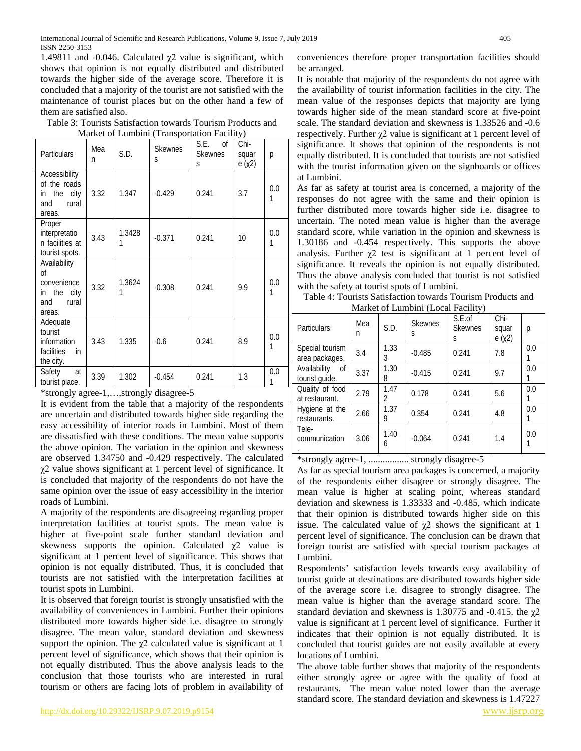1.49811 and -0.046. Calculated $\chi2$ value is significant, which shows that opinion is not equally distributed and distributed towards the higher side of the average score. Therefore it is concluded that a majority of the tourist are not satisfied with the maintenance of tourist places but on the other hand a few of them are satisfied also.

Table 3: Tourists Satisfaction towards Tourism Products and Market of Lumbini (Transportation Facility)

| Particulars | Mean | S.D. | Skewness | S.E. of Skewness | Chi-square ($\chi2$) | p |
|---|---|---|---|---|---|---|
| Accessibility of the roads in the city and rural areas. | 3.32 | 1.347 | -0.429 | 0.241 | 3.7 | 0.01 |
| Proper interpretation facilities at tourist spots. | 3.43 | 1.34281 | -0.371 | 0.241 | 10 | 0.01 |
| Availability of convenience in the city and rural areas. | 3.32 | 1.36241 | -0.308 | 0.241 | 9.9 | 0.01 |
| Adequate tourist information facilities in the city. | 3.43 | 1.335 | -0.6 | 0.241 | 8.9 | 0.01 |
| Safety at tourist place. | 3.39 | 1.302 | -0.454 | 0.241 | 1.3 | 0.01 |

*strongly agree-1,…,strongly disagree-5

It is evident from the table that a majority of the respondents are uncertain and distributed towards higher side regarding the easy accessibility of interior roads in Lumbini. Most of them are dissatisfied with these conditions. The mean value supports the above opinion. The variation in the opinion and skewness are observed 1.34750 and -0.429 respectively. The calculated $\chi2$ value shows significant at 1 percent level of significance. It is concluded that majority of the respondents do not have the same opinion over the issue of easy accessibility in the interior roads of Lumbini.

A majority of the respondents are disagreeing regarding proper interpretation facilities at tourist spots. The mean value is higher at five-point scale further standard deviation and skewness supports the opinion. Calculated $\chi2$ value is significant at 1 percent level of significance. This shows that opinion is not equally distributed. Thus, it is concluded that tourists are not satisfied with the interpretation facilities at tourist spots in Lumbini.

It is observed that foreign tourist is strongly unsatisfied with the availability of conveniences in Lumbini. Further their opinions distributed more towards higher side i.e. disagree to strongly disagree. The mean value, standard deviation and skewness support the opinion. The $\chi2$ calculated value is significant at 1 percent level of significance, which shows that their opinion is not equally distributed. Thus the above analysis leads to the conclusion that those tourists who are interested in rural tourism or others are facing lots of problem in availability of conveniences therefore proper transportation facilities should be arranged.

It is notable that majority of the respondents do not agree with the availability of tourist information facilities in the city. The mean value of the responses depicts that majority are lying towards higher side of the mean standard score at five-point scale. The standard deviation and skewness is 1.33526 and -0.6 respectively. Further $\chi2$ value is significant at 1 percent level of significance. It shows that opinion of the respondents is not equally distributed. It is concluded that tourists are not satisfied with the tourist information given on the signboards or offices at Lumbini.

As far as safety at tourist area is concerned, a majority of the responses do not agree with the same and their opinion is further distributed more towards higher side i.e. disagree to uncertain. The noted mean value is higher than the average standard score, while variation in the opinion and skewness is 1.30186 and -0.454 respectively. This supports the above analysis. Further $\chi2$ test is significant at 1 percent level of significance. It reveals the opinion is not equally distributed. Thus the above analysis concluded that tourist is not satisfied with the safety at tourist spots of Lumbini.

Table 4: Tourists Satisfaction towards Tourism Products and Market of Lumbini (Local Facility)

| Particulars | Mean | S.D. | Skewness | S.E.of Skewness | Chi-square ($\chi2$) | p |
|---|---|---|---|---|---|---|
| Special tourism area packages. | 3.4 | 1.333 | -0.485 | 0.241 | 7.8 | 0.01 |
| Availability of tourist guide. | 3.37 | 1.308 | -0.415 | 0.241 | 9.7 | 0.01 |
| Quality of food at restaurant. | 2.79 | 1.472 | 0.178 | 0.241 | 5.6 | 0.01 |
| Hygiene at the restaurants. | 2.66 | 1.379 | 0.354 | 0.241 | 4.8 | 0.01 |
| Tele-communication. | 3.06 | 1.406 | -0.064 | 0.241 | 1.4 | 0.01 |

*strongly agree-1, ................. strongly disagree-5

As far as special tourism area packages is concerned, a majority of the respondents either disagree or strongly disagree. The mean value is higher at scaling point, whereas standard deviation and skewness is 1.33333 and -0.485, which indicate that their opinion is distributed towards higher side on this issue. The calculated value of $\chi2$ shows the significant at 1 percent level of significance. The conclusion can be drawn that foreign tourist are satisfied with special tourism packages at Lumbini.

Respondents' satisfaction levels towards easy availability of tourist guide at destinations are distributed towards higher side of the average score i.e. disagree to strongly disagree. The mean value is higher than the average standard score. The standard deviation and skewness is 1.30775 and -0.415. the $\chi2$ value is significant at 1 percent level of significance. Further it indicates that their opinion is not equally distributed. It is concluded that tourist guides are not easily available at every locations of Lumbini.

The above table further shows that majority of the respondents either strongly agree or agree with the quality of food at restaurants. The mean value noted lower than the average standard score. The standard deviation and skewness is 1.47227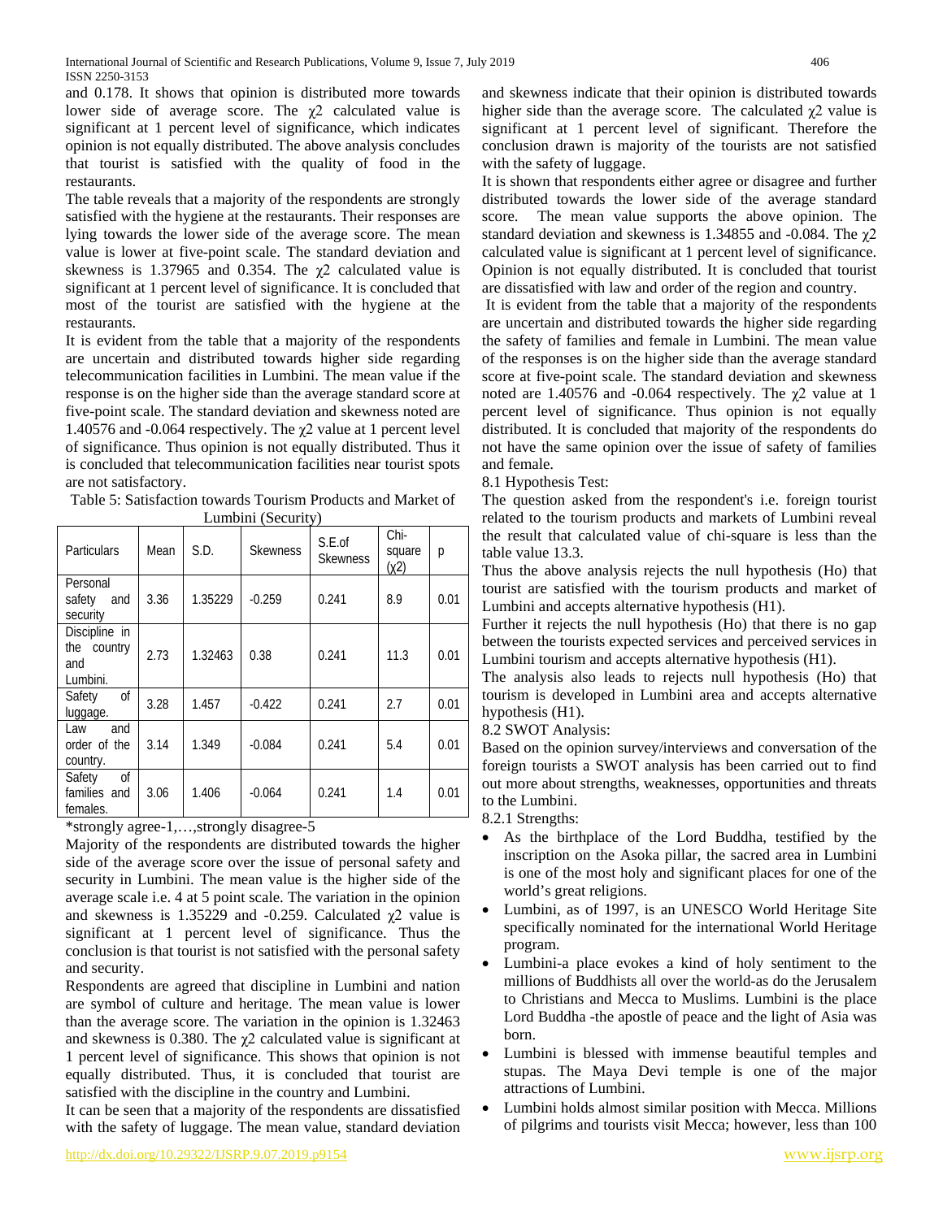and 0.178. It shows that opinion is distributed more towards lower side of average score. The $\chi 2$ calculated value is significant at 1 percent level of significance, which indicates opinion is not equally distributed. The above analysis concludes that tourist is satisfied with the quality of food in the restaurants.

The table reveals that a majority of the respondents are strongly satisfied with the hygiene at the restaurants. Their responses are lying towards the lower side of the average score. The mean value is lower at five-point scale. The standard deviation and skewness is 1.37965 and 0.354. The $\chi 2$ calculated value is significant at 1 percent level of significance. It is concluded that most of the tourist are satisfied with the hygiene at the restaurants.

It is evident from the table that a majority of the respondents are uncertain and distributed towards higher side regarding telecommunication facilities in Lumbini. The mean value if the response is on the higher side than the average standard score at five-point scale. The standard deviation and skewness noted are 1.40576 and -0.064 respectively. The $\chi 2$ value at 1 percent level of significance. Thus opinion is not equally distributed. Thus it is concluded that telecommunication facilities near tourist spots are not satisfactory.

Table 5: Satisfaction towards Tourism Products and Market of Lumbini (Security)

| Particulars | Mean | S.D. | Skewness | S.E.of Skewness | Chi-square ($\chi 2$) | p |
|---|---|---|---|---|---|---|
| Personal safety and security | 3.36 | 1.35229 | -0.259 | 0.241 | 8.9 | 0.01 |
| Discipline in the country and Lumbini. | 2.73 | 1.32463 | 0.38 | 0.241 | 11.3 | 0.01 |
| Safety of luggage. | 3.28 | 1.457 | -0.422 | 0.241 | 2.7 | 0.01 |
| Law and order of the country. | 3.14 | 1.349 | -0.084 | 0.241 | 5.4 | 0.01 |
| Safety of families and females. | 3.06 | 1.406 | -0.064 | 0.241 | 1.4 | 0.01 |

*strongly agree-1,…,strongly disagree-5

Majority of the respondents are distributed towards the higher side of the average score over the issue of personal safety and security in Lumbini. The mean value is the higher side of the average scale i.e. 4 at 5 point scale. The variation in the opinion and skewness is 1.35229 and -0.259. Calculated $\chi 2$ value is significant at 1 percent level of significance. Thus the conclusion is that tourist is not satisfied with the personal safety and security.

Respondents are agreed that discipline in Lumbini and nation are symbol of culture and heritage. The mean value is lower than the average score. The variation in the opinion is 1.32463 and skewness is 0.380. The $\chi 2$ calculated value is significant at 1 percent level of significance. This shows that opinion is not equally distributed. Thus, it is concluded that tourist are satisfied with the discipline in the country and Lumbini.

It can be seen that a majority of the respondents are dissatisfied with the safety of luggage. The mean value, standard deviation and skewness indicate that their opinion is distributed towards higher side than the average score. The calculated $\chi 2$ value is significant at 1 percent level of significant. Therefore the conclusion drawn is majority of the tourists are not satisfied with the safety of luggage.

It is shown that respondents either agree or disagree and further distributed towards the lower side of the average standard score. The mean value supports the above opinion. The standard deviation and skewness is 1.34855 and -0.084. The $\chi 2$ calculated value is significant at 1 percent level of significance. Opinion is not equally distributed. It is concluded that tourist are dissatisfied with law and order of the region and country.

It is evident from the table that a majority of the respondents are uncertain and distributed towards the higher side regarding the safety of families and female in Lumbini. The mean value of the responses is on the higher side than the average standard score at five-point scale. The standard deviation and skewness noted are 1.40576 and -0.064 respectively. The $\chi 2$ value at 1 percent level of significance. Thus opinion is not equally distributed. It is concluded that majority of the respondents do not have the same opinion over the issue of safety of families and female.

### 8.1 Hypothesis Test:

The question asked from the respondent's i.e. foreign tourist related to the tourism products and markets of Lumbini reveal the result that calculated value of chi-square is less than the table value 13.3.

Thus the above analysis rejects the null hypothesis (Ho) that tourist are satisfied with the tourism products and market of Lumbini and accepts alternative hypothesis (H1).

Further it rejects the null hypothesis (Ho) that there is no gap between the tourists expected services and perceived services in Lumbini tourism and accepts alternative hypothesis (H1).

The analysis also leads to rejects null hypothesis (Ho) that tourism is developed in Lumbini area and accepts alternative hypothesis (H1).

### 8.2 SWOT Analysis:

Based on the opinion survey/interviews and conversation of the foreign tourists a SWOT analysis has been carried out to find out more about strengths, weaknesses, opportunities and threats to the Lumbini.

#### 8.2.1 Strengths:

- As the birthplace of the Lord Buddha, testified by the inscription on the Asoka pillar, the sacred area in Lumbini is one of the most holy and significant places for one of the world's great religions.
- Lumbini, as of 1997, is an UNESCO World Heritage Site specifically nominated for the international World Heritage program.
- Lumbini-a place evokes a kind of holy sentiment to the millions of Buddhists all over the world-as do the Jerusalem to Christians and Mecca to Muslims. Lumbini is the place Lord Buddha -the apostle of peace and the light of Asia was born.
- Lumbini is blessed with immense beautiful temples and stupas. The Maya Devi temple is one of the major attractions of Lumbini.
- Lumbini holds almost similar position with Mecca. Millions of pilgrims and tourists visit Mecca; however, less than 100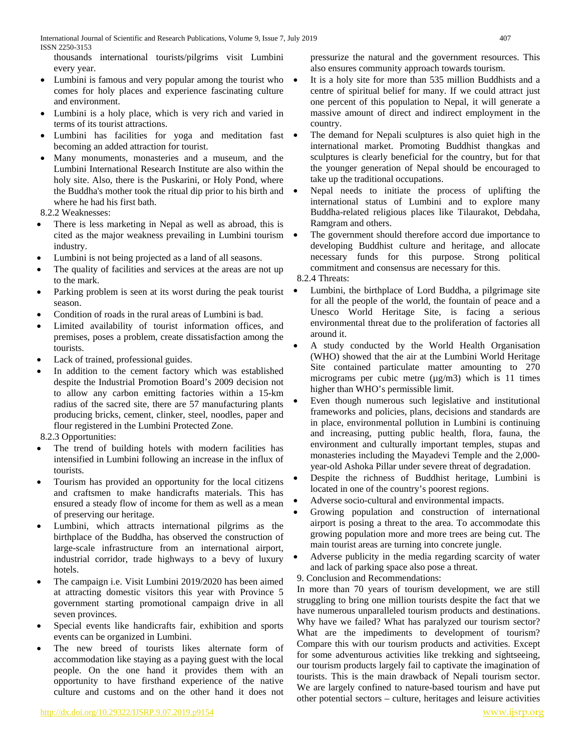thousands international tourists/pilgrims visit Lumbini every year.

- Lumbini is famous and very popular among the tourist who comes for holy places and experience fascinating culture and environment.
- Lumbini is a holy place, which is very rich and varied in terms of its tourist attractions.
- Lumbini has facilities for yoga and meditation fast becoming an added attraction for tourist.
- Many monuments, monasteries and a museum, and the Lumbini International Research Institute are also within the holy site. Also, there is the Puskarini, or Holy Pond, where the Buddha's mother took the ritual dip prior to his birth and where he had his first bath.

8.2.2 Weaknesses:

- There is less marketing in Nepal as well as abroad, this is cited as the major weakness prevailing in Lumbini tourism industry.
- Lumbini is not being projected as a land of all seasons.
- The quality of facilities and services at the areas are not up to the mark.
- Parking problem is seen at its worst during the peak tourist season.
- Condition of roads in the rural areas of Lumbini is bad.
- Limited availability of tourist information offices, and premises, poses a problem, create dissatisfaction among the tourists.
- Lack of trained, professional guides.
- In addition to the cement factory which was established despite the Industrial Promotion Board's 2009 decision not to allow any carbon emitting factories within a 15-km radius of the sacred site, there are 57 manufacturing plants producing bricks, cement, clinker, steel, noodles, paper and flour registered in the Lumbini Protected Zone.

8.2.3 Opportunities:

- The trend of building hotels with modern facilities has intensified in Lumbini following an increase in the influx of tourists.
- Tourism has provided an opportunity for the local citizens and craftsmen to make handicrafts materials. This has ensured a steady flow of income for them as well as a mean of preserving our heritage.
- Lumbini, which attracts international pilgrims as the birthplace of the Buddha, has observed the construction of large-scale infrastructure from an international airport, industrial corridor, trade highways to a bevy of luxury hotels.
- The campaign i.e. Visit Lumbini 2019/2020 has been aimed at attracting domestic visitors this year with Province 5 government starting promotional campaign drive in all seven provinces.
- Special events like handicrafts fair, exhibition and sports events can be organized in Lumbini.
- The new breed of tourists likes alternate form of accommodation like staying as a paying guest with the local people. On the one hand it provides them with an opportunity to have firsthand experience of the native culture and customs and on the other hand it does not pressurize the natural and the government resources. This also ensures community approach towards tourism.
- It is a holy site for more than 535 million Buddhists and a centre of spiritual belief for many. If we could attract just one percent of this population to Nepal, it will generate a massive amount of direct and indirect employment in the country.
- The demand for Nepali sculptures is also quiet high in the international market. Promoting Buddhist thangkas and sculptures is clearly beneficial for the country, but for that the younger generation of Nepal should be encouraged to take up the traditional occupations.
- Nepal needs to initiate the process of uplifting the international status of Lumbini and to explore many Buddha-related religious places like Tilaurakot, Debdaha, Ramgram and others.
- The government should therefore accord due importance to developing Buddhist culture and heritage, and allocate necessary funds for this purpose. Strong political commitment and consensus are necessary for this.

8.2.4 Threats:

- Lumbini, the birthplace of Lord Buddha, a pilgrimage site for all the people of the world, the fountain of peace and a Unesco World Heritage Site, is facing a serious environmental threat due to the proliferation of factories all around it.
- A study conducted by the World Health Organisation (WHO) showed that the air at the Lumbini World Heritage Site contained particulate matter amounting to 270 micrograms per cubic metre (µg/m3) which is 11 times higher than WHO's permissible limit.
- Even though numerous such legislative and institutional frameworks and policies, plans, decisions and standards are in place, environmental pollution in Lumbini is continuing and increasing, putting public health, flora, fauna, the environment and culturally important temples, stupas and monasteries including the Mayadevi Temple and the 2,000-year-old Ashoka Pillar under severe threat of degradation.
- Despite the richness of Buddhist heritage, Lumbini is located in one of the country's poorest regions.
- Adverse socio-cultural and environmental impacts.
- Growing population and construction of international airport is posing a threat to the area. To accommodate this growing population more and more trees are being cut. The main tourist areas are turning into concrete jungle.
- Adverse publicity in the media regarding scarcity of water and lack of parking space also pose a threat.

9. Conclusion and Recommendations:

In more than 70 years of tourism development, we are still struggling to bring one million tourists despite the fact that we have numerous unparalleled tourism products and destinations. Why have we failed? What has paralyzed our tourism sector? What are the impediments to development of tourism? Compare this with our tourism products and activities. Except for some adventurous activities like trekking and sightseeing, our tourism products largely fail to captivate the imagination of tourists. This is the main drawback of Nepali tourism sector. We are largely confined to nature-based tourism and have put other potential sectors – culture, heritages and leisure activities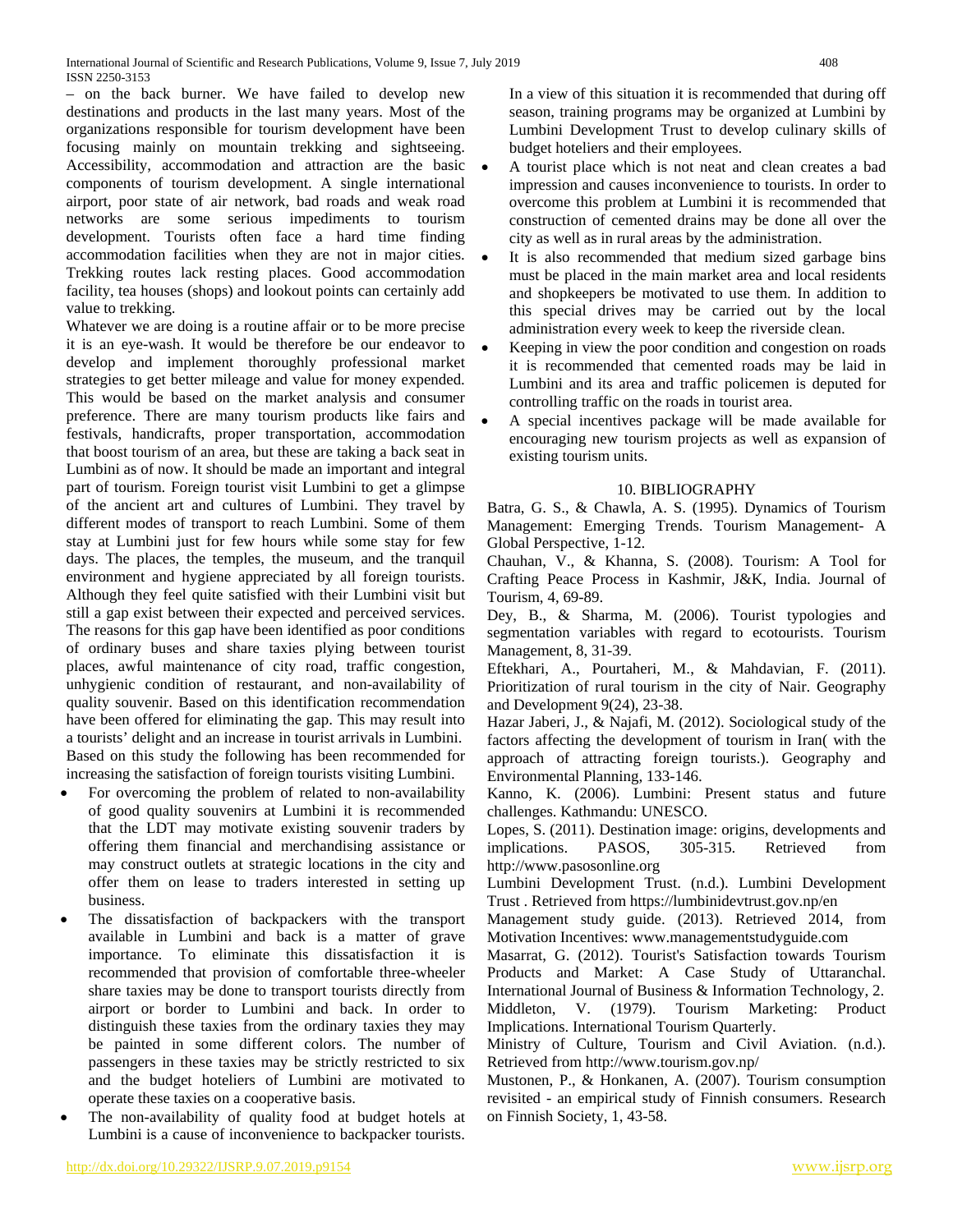– on the back burner. We have failed to develop new destinations and products in the last many years. Most of the organizations responsible for tourism development have been focusing mainly on mountain trekking and sightseeing. Accessibility, accommodation and attraction are the basic components of tourism development. A single international airport, poor state of air network, bad roads and weak road networks are some serious impediments to tourism development. Tourists often face a hard time finding accommodation facilities when they are not in major cities. Trekking routes lack resting places. Good accommodation facility, tea houses (shops) and lookout points can certainly add value to trekking.

Whatever we are doing is a routine affair or to be more precise it is an eye-wash. It would be therefore be our endeavor to develop and implement thoroughly professional market strategies to get better mileage and value for money expended. This would be based on the market analysis and consumer preference. There are many tourism products like fairs and festivals, handicrafts, proper transportation, accommodation that boost tourism of an area, but these are taking a back seat in Lumbini as of now. It should be made an important and integral part of tourism. Foreign tourist visit Lumbini to get a glimpse of the ancient art and cultures of Lumbini. They travel by different modes of transport to reach Lumbini. Some of them stay at Lumbini just for few hours while some stay for few days. The places, the temples, the museum, and the tranquil environment and hygiene appreciated by all foreign tourists. Although they feel quite satisfied with their Lumbini visit but still a gap exist between their expected and perceived services. The reasons for this gap have been identified as poor conditions of ordinary buses and share taxies plying between tourist places, awful maintenance of city road, traffic congestion, unhygienic condition of restaurant, and non-availability of quality souvenir. Based on this identification recommendation have been offered for eliminating the gap. This may result into a tourists' delight and an increase in tourist arrivals in Lumbini.

Based on this study the following has been recommended for increasing the satisfaction of foreign tourists visiting Lumbini.

- For overcoming the problem of related to non-availability of good quality souvenirs at Lumbini it is recommended that the LDT may motivate existing souvenir traders by offering them financial and merchandising assistance or may construct outlets at strategic locations in the city and offer them on lease to traders interested in setting up business.
- The dissatisfaction of backpackers with the transport available in Lumbini and back is a matter of grave importance. To eliminate this dissatisfaction it is recommended that provision of comfortable three-wheeler share taxies may be done to transport tourists directly from airport or border to Lumbini and back. In order to distinguish these taxies from the ordinary taxies they may be painted in some different colors. The number of passengers in these taxies may be strictly restricted to six and the budget hoteliers of Lumbini are motivated to operate these taxies on a cooperative basis.
- The non-availability of quality food at budget hotels at Lumbini is a cause of inconvenience to backpacker tourists. In a view of this situation it is recommended that during off season, training programs may be organized at Lumbini by Lumbini Development Trust to develop culinary skills of budget hoteliers and their employees.
- A tourist place which is not neat and clean creates a bad impression and causes inconvenience to tourists. In order to overcome this problem at Lumbini it is recommended that construction of cemented drains may be done all over the city as well as in rural areas by the administration.
- It is also recommended that medium sized garbage bins must be placed in the main market area and local residents and shopkeepers be motivated to use them. In addition to this special drives may be carried out by the local administration every week to keep the riverside clean.
- Keeping in view the poor condition and congestion on roads it is recommended that cemented roads may be laid in Lumbini and its area and traffic policemen is deputed for controlling traffic on the roads in tourist area.
- A special incentives package will be made available for encouraging new tourism projects as well as expansion of existing tourism units.

## 10. BIBLIOGRAPHY

Batra, G. S., & Chawla, A. S. (1995). Dynamics of Tourism Management: Emerging Trends. Tourism Management- A Global Perspective, 1-12.

Chauhan, V., & Khanna, S. (2008). Tourism: A Tool for Crafting Peace Process in Kashmir, J&K, India. Journal of Tourism, 4, 69-89.

Dey, B., & Sharma, M. (2006). Tourist typologies and segmentation variables with regard to ecotourists. Tourism Management, 8, 31-39.

Eftekhari, A., Pourtaheri, M., & Mahdavian, F. (2011). Prioritization of rural tourism in the city of Nair. Geography and Development 9(24), 23-38.

Hazar Jaberi, J., & Najafi, M. (2012). Sociological study of the factors affecting the development of tourism in Iran( with the approach of attracting foreign tourists.). Geography and Environmental Planning, 133-146.

Kanno, K. (2006). Lumbini: Present status and future challenges. Kathmandu: UNESCO.

Lopes, S. (2011). Destination image: origins, developments and implications. PASOS, 305-315. Retrieved from http://www.pasosonline.org

Lumbini Development Trust. (n.d.). Lumbini Development Trust . Retrieved from https://lumbinidevtrust.gov.np/en

Management study guide. (2013). Retrieved 2014, from Motivation Incentives: www.managementstudyguide.com

Masarrat, G. (2012). Tourist's Satisfaction towards Tourism Products and Market: A Case Study of Uttaranchal. International Journal of Business & Information Technology, 2.

Middleton, V. (1979). Tourism Marketing: Product Implications. International Tourism Quarterly.

Ministry of Culture, Tourism and Civil Aviation. (n.d.). Retrieved from http://www.tourism.gov.np/

Mustonen, P., & Honkanen, A. (2007). Tourism consumption revisited - an empirical study of Finnish consumers. Research on Finnish Society, 1, 43-58.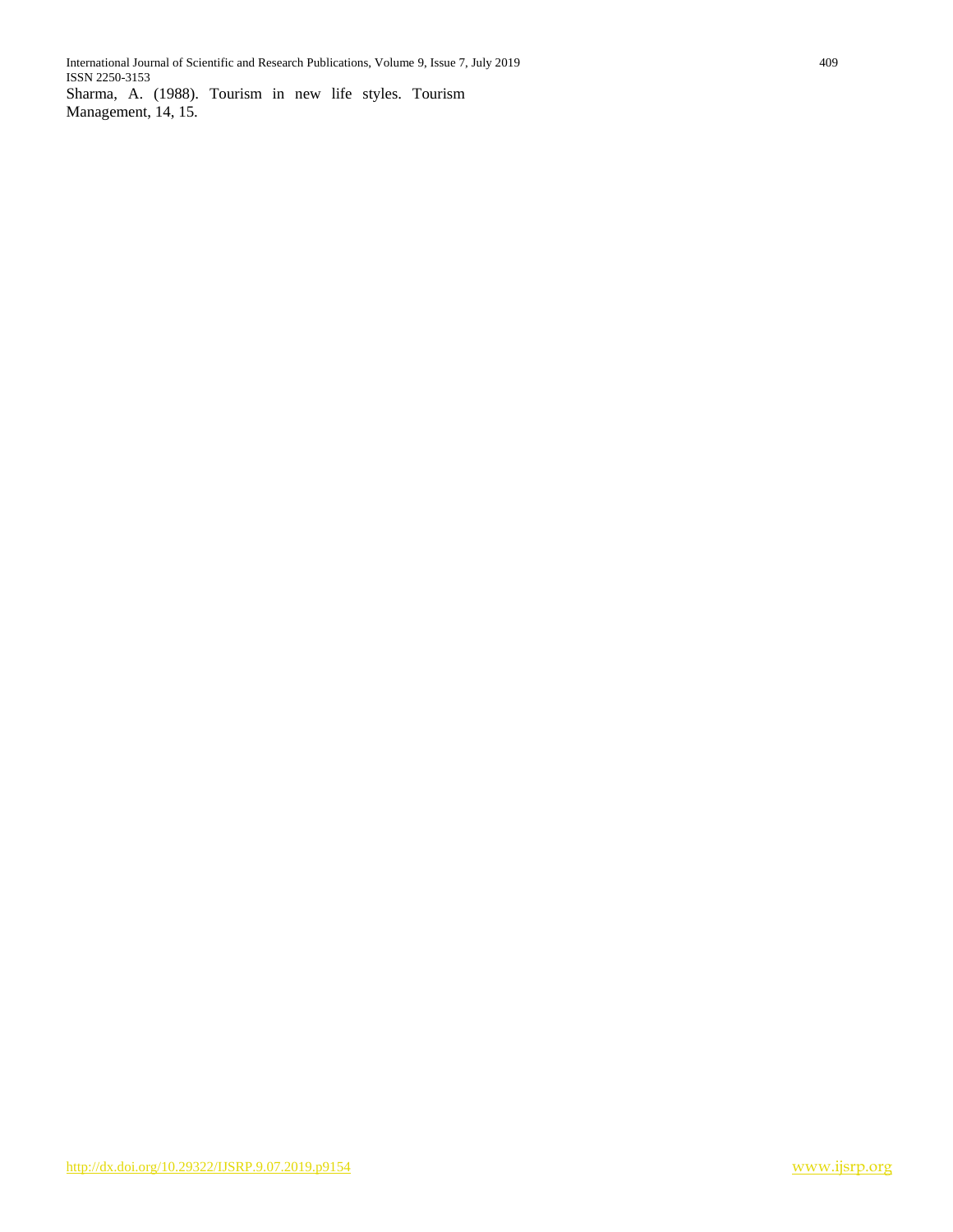Sharma, A. (1988). Tourism in new life styles. Tourism Management, 14, 15.